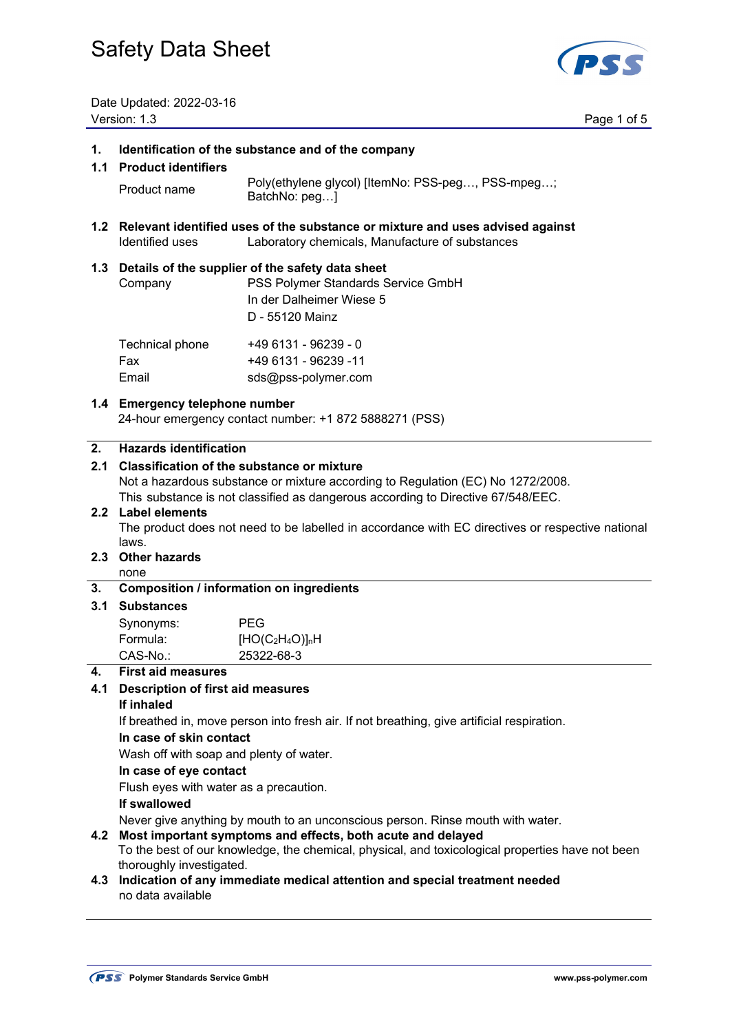# Safety Data Sheet

Date Updated: 2022-03-16
Version: 1.3

## 1. Identification of the substance and of the company

### 1.1 Product identifiers

| | |
|---|---|
| Product name | Poly(ethylene glycol) [ItemNo: PSS-peg…, PSS-mpeg…; BatchNo: peg…] |

### 1.2 Relevant identified uses of the substance or mixture and uses advised against

| | |
|---|---|
| Identified uses | Laboratory chemicals, Manufacture of substances |

### 1.3 Details of the supplier of the safety data sheet

| | |
|---|---|
| Company | PSS Polymer Standards Service GmbH<br>In der Dalheimer Wiese 5<br>D - 55120 Mainz |
| Technical phone | +49 6131 - 96239 - 0 |
| Fax | +49 6131 - 96239 -11 |
| Email | sds@pss-polymer.com |

### 1.4 Emergency telephone number

24-hour emergency contact number: +1 872 5888271 (PSS)

## 2. Hazards identification

### 2.1 Classification of the substance or mixture

Not a hazardous substance or mixture according to Regulation (EC) No 1272/2008.
This substance is not classified as dangerous according to Directive 67/548/EEC.

### 2.2 Label elements

The product does not need to be labelled in accordance with EC directives or respective national laws.

### 2.3 Other hazards

none

## 3. Composition / information on ingredients

### 3.1 Substances

| | |
|---|---|
| Synonyms: | PEG |
| Formula: | $[HO(C_2H_4O)]_nH$ |
| CAS-No.: | 25322-68-3 |

## 4. First aid measures

### 4.1 Description of first aid measures

**If inhaled**

If breathed in, move person into fresh air. If not breathing, give artificial respiration.

**In case of skin contact**

Wash off with soap and plenty of water.

**In case of eye contact**

Flush eyes with water as a precaution.

**If swallowed**

Never give anything by mouth to an unconscious person. Rinse mouth with water.

### 4.2 Most important symptoms and effects, both acute and delayed

To the best of our knowledge, the chemical, physical, and toxicological properties have not been thoroughly investigated.

### 4.3 Indication of any immediate medical attention and special treatment needed

no data available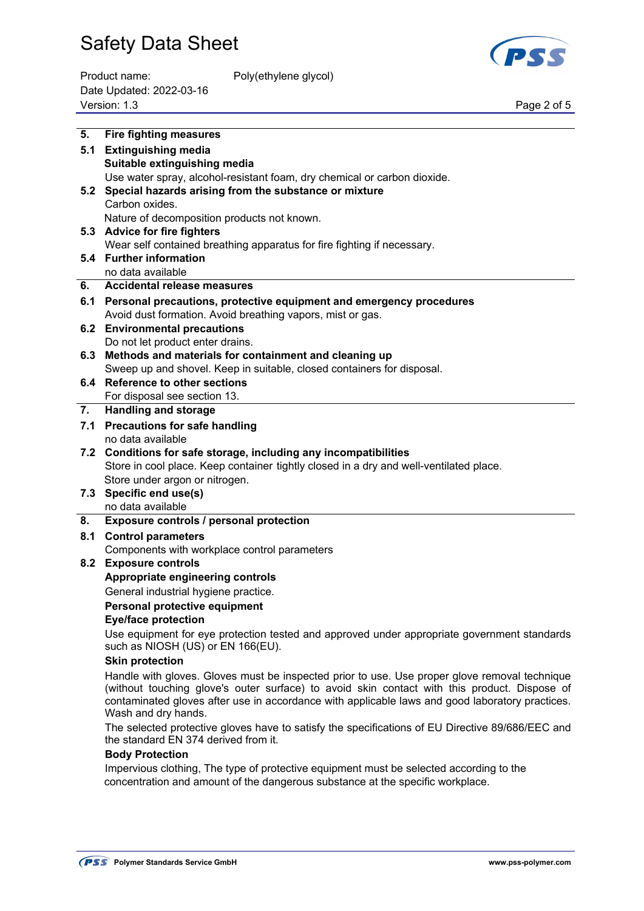## 5. Fire fighting measures

### 5.1 Extinguishing media

**Suitable extinguishing media**

Use water spray, alcohol-resistant foam, dry chemical or carbon dioxide.

### 5.2 Special hazards arising from the substance or mixture

Carbon oxides.

Nature of decomposition products not known.

### 5.3 Advice for fire fighters

Wear self contained breathing apparatus for fire fighting if necessary.

### 5.4 Further information

no data available

## 6. Accidental release measures

### 6.1 Personal precautions, protective equipment and emergency procedures

Avoid dust formation. Avoid breathing vapors, mist or gas.

### 6.2 Environmental precautions

Do not let product enter drains.

### 6.3 Methods and materials for containment and cleaning up

Sweep up and shovel. Keep in suitable, closed containers for disposal.

### 6.4 Reference to other sections

For disposal see section 13.

## 7. Handling and storage

### 7.1 Precautions for safe handling

no data available

### 7.2 Conditions for safe storage, including any incompatibilities

Store in cool place. Keep container tightly closed in a dry and well-ventilated place.

Store under argon or nitrogen.

### 7.3 Specific end use(s)

no data available

## 8. Exposure controls / personal protection

### 8.1 Control parameters

Components with workplace control parameters

### 8.2 Exposure controls

**Appropriate engineering controls**

General industrial hygiene practice.

**Personal protective equipment**

**Eye/face protection**

Use equipment for eye protection tested and approved under appropriate government standards such as NIOSH (US) or EN 166(EU).

**Skin protection**

Handle with gloves. Gloves must be inspected prior to use. Use proper glove removal technique (without touching glove's outer surface) to avoid skin contact with this product. Dispose of contaminated gloves after use in accordance with applicable laws and good laboratory practices. Wash and dry hands.

The selected protective gloves have to satisfy the specifications of EU Directive 89/686/EEC and the standard EN 374 derived from it.

**Body Protection**

Impervious clothing, The type of protective equipment must be selected according to the concentration and amount of the dangerous substance at the specific workplace.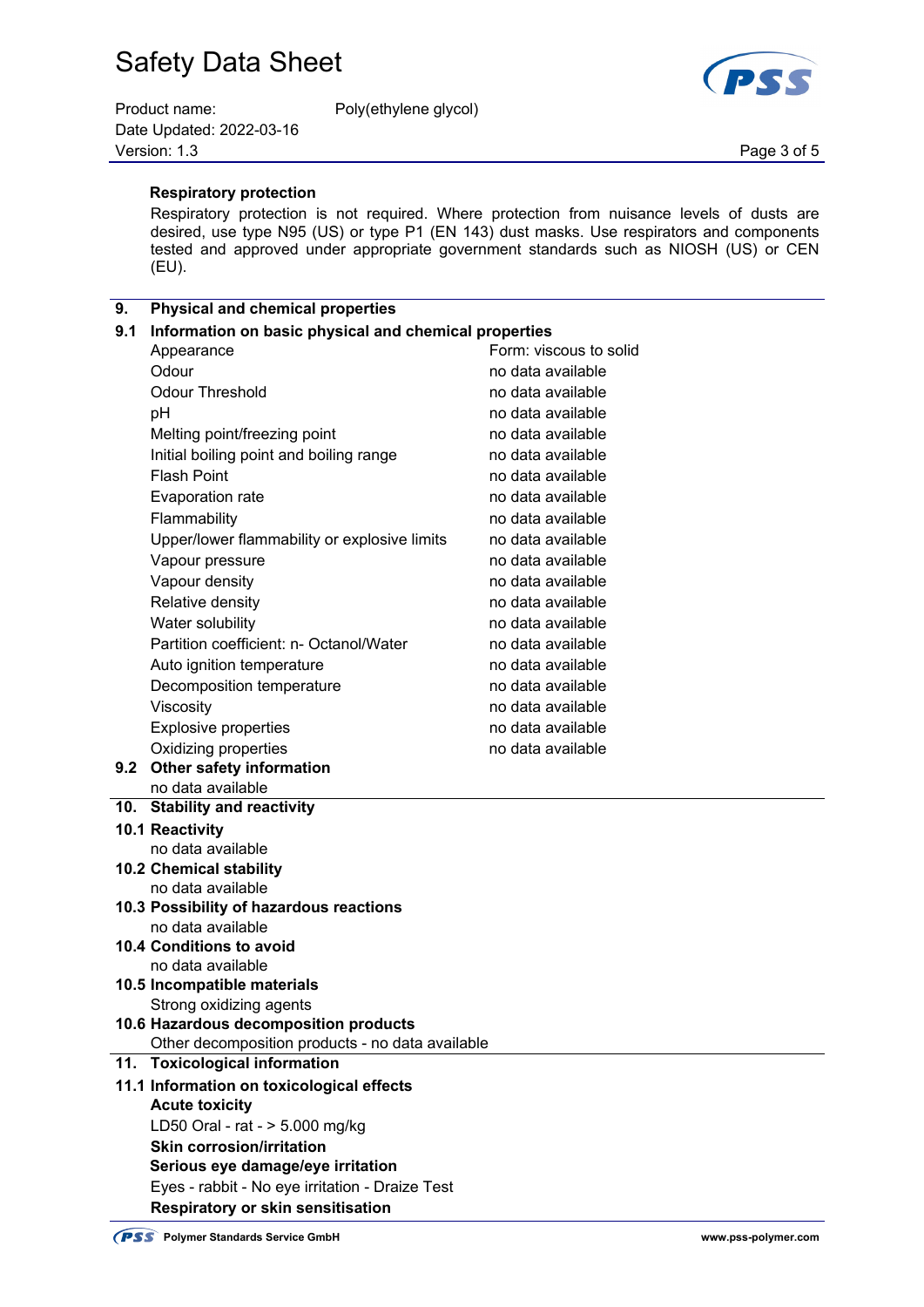**Respiratory protection**

Respiratory protection is not required. Where protection from nuisance levels of dusts are desired, use type N95 (US) or type P1 (EN 143) dust masks. Use respirators and components tested and approved under appropriate government standards such as NIOSH (US) or CEN (EU).

## 9. Physical and chemical properties

### 9.1 Information on basic physical and chemical properties

| | |
|---|---|
| Appearance | Form: viscous to solid |
| Odour | no data available |
| Odour Threshold | no data available |
| pH | no data available |
| Melting point/freezing point | no data available |
| Initial boiling point and boiling range | no data available |
| Flash Point | no data available |
| Evaporation rate | no data available |
| Flammability | no data available |
| Upper/lower flammability or explosive limits | no data available |
| Vapour pressure | no data available |
| Vapour density | no data available |
| Relative density | no data available |
| Water solubility | no data available |
| Partition coefficient: n- Octanol/Water | no data available |
| Auto ignition temperature | no data available |
| Decomposition temperature | no data available |
| Viscosity | no data available |
| Explosive properties | no data available |
| Oxidizing properties | no data available |

### 9.2 Other safety information

no data available

## 10. Stability and reactivity

### 10.1 Reactivity

no data available

### 10.2 Chemical stability

no data available

### 10.3 Possibility of hazardous reactions

no data available

### 10.4 Conditions to avoid

no data available

### 10.5 Incompatible materials

Strong oxidizing agents

### 10.6 Hazardous decomposition products

Other decomposition products - no data available

## 11. Toxicological information

### 11.1 Information on toxicological effects

**Acute toxicity**

LD50 Oral - rat - > 5.000 mg/kg

**Skin corrosion/irritation**

**Serious eye damage/eye irritation**

Eyes - rabbit - No eye irritation - Draize Test

**Respiratory or skin sensitisation**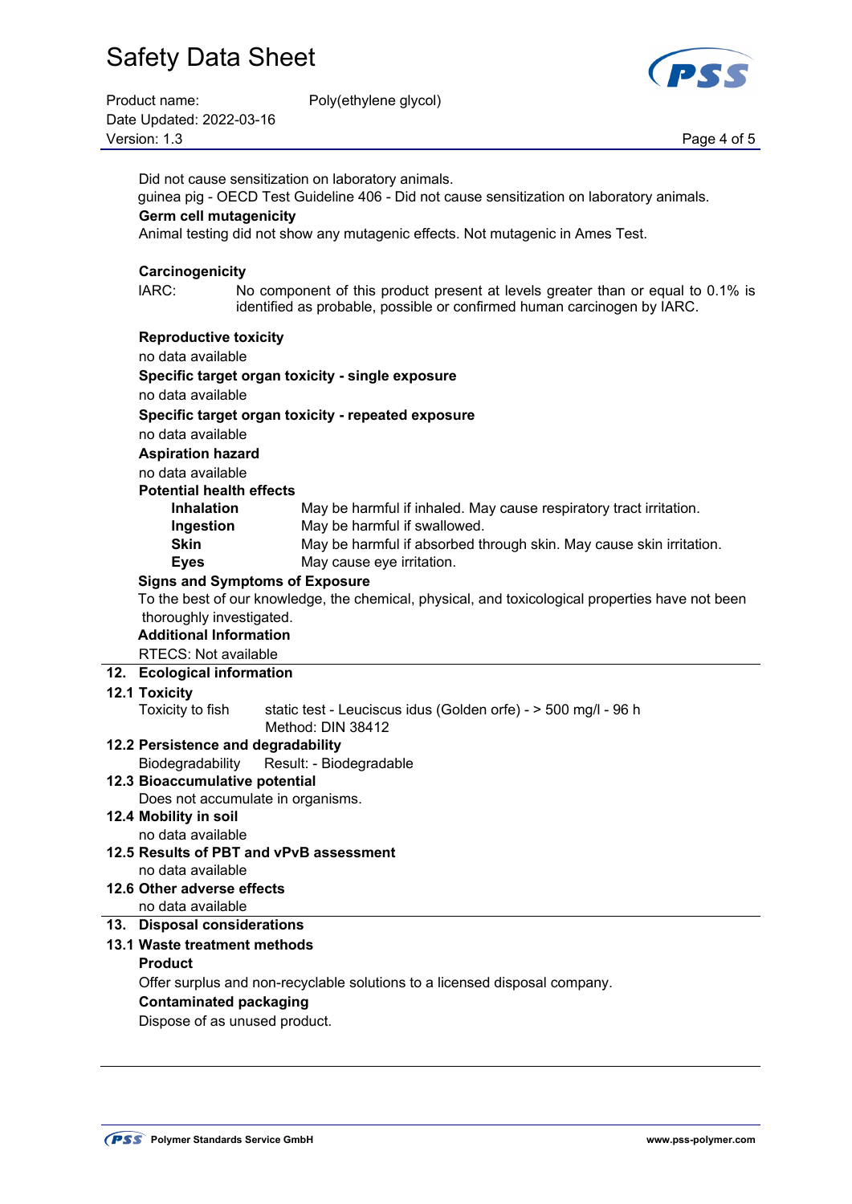Did not cause sensitization on laboratory animals.
guinea pig - OECD Test Guideline 406 - Did not cause sensitization on laboratory animals.

**Germ cell mutagenicity**

Animal testing did not show any mutagenic effects. Not mutagenic in Ames Test.

**Carcinogenicity**

IARC: No component of this product present at levels greater than or equal to 0.1% is identified as probable, possible or confirmed human carcinogen by IARC.

**Reproductive toxicity**

no data available

**Specific target organ toxicity - single exposure**

no data available

**Specific target organ toxicity - repeated exposure**

no data available

**Aspiration hazard**

no data available

**Potential health effects**

| | |
|---|---|
| **Inhalation** | May be harmful if inhaled. May cause respiratory tract irritation. |
| **Ingestion** | May be harmful if swallowed. |
| **Skin** | May be harmful if absorbed through skin. May cause skin irritation. |
| **Eyes** | May cause eye irritation. |

**Signs and Symptoms of Exposure**

To the best of our knowledge, the chemical, physical, and toxicological properties have not been thoroughly investigated.

**Additional Information**

RTECS: Not available

## 12. Ecological information

### 12.1 Toxicity

Toxicity to fish static test - Leuciscus idus (Golden orfe) - > 500 mg/l - 96 h
Method: DIN 38412

### 12.2 Persistence and degradability

Biodegradability Result: - Biodegradable

### 12.3 Bioaccumulative potential

Does not accumulate in organisms.

### 12.4 Mobility in soil

no data available

### 12.5 Results of PBT and vPvB assessment

no data available

### 12.6 Other adverse effects

no data available

## 13. Disposal considerations

### 13.1 Waste treatment methods

**Product**

Offer surplus and non-recyclable solutions to a licensed disposal company.

**Contaminated packaging**

Dispose of as unused product.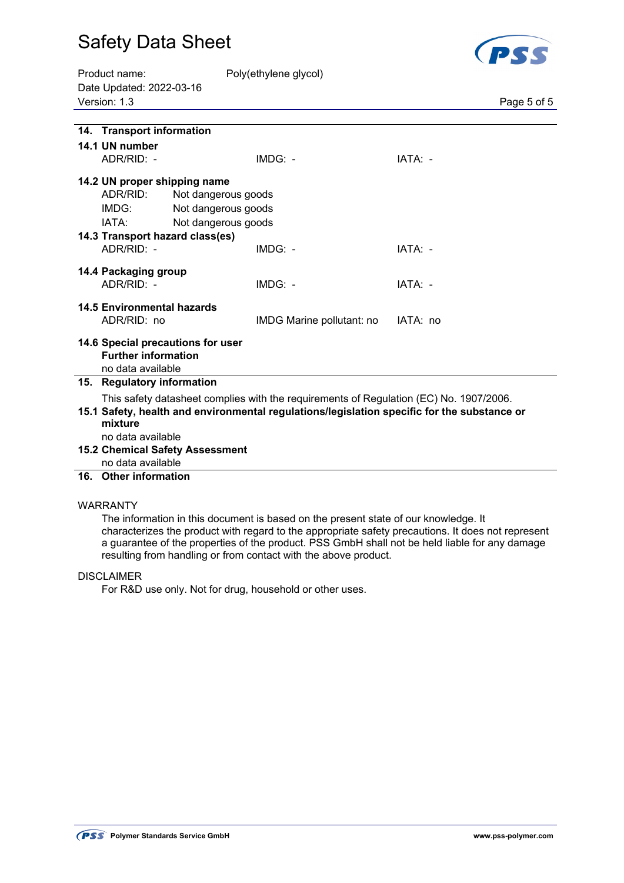## 14. Transport information

### 14.1 UN number

| | | |
|---|---|---|
| ADR/RID: - | IMDG: - | IATA: - |

### 14.2 UN proper shipping name

| | |
|---|---|
| ADR/RID: | Not dangerous goods |
| IMDG: | Not dangerous goods |
| IATA: | Not dangerous goods |

### 14.3 Transport hazard class(es)

| | | |
|---|---|---|
| ADR/RID: - | IMDG: - | IATA: - |

### 14.4 Packaging group

| | | |
|---|---|---|
| ADR/RID: - | IMDG: - | IATA: - |

### 14.5 Environmental hazards

| | | |
|---|---|---|
| ADR/RID: no | IMDG Marine pollutant: no | IATA: no |

### 14.6 Special precautions for user

**Further information**

no data available

## 15. Regulatory information

This safety datasheet complies with the requirements of Regulation (EC) No. 1907/2006.

### 15.1 Safety, health and environmental regulations/legislation specific for the substance or mixture

no data available

### 15.2 Chemical Safety Assessment

no data available

## 16. Other information

WARRANTY

The information in this document is based on the present state of our knowledge. It characterizes the product with regard to the appropriate safety precautions. It does not represent a guarantee of the properties of the product. PSS GmbH shall not be held liable for any damage resulting from handling or from contact with the above product.

DISCLAIMER

For R&D use only. Not for drug, household or other uses.